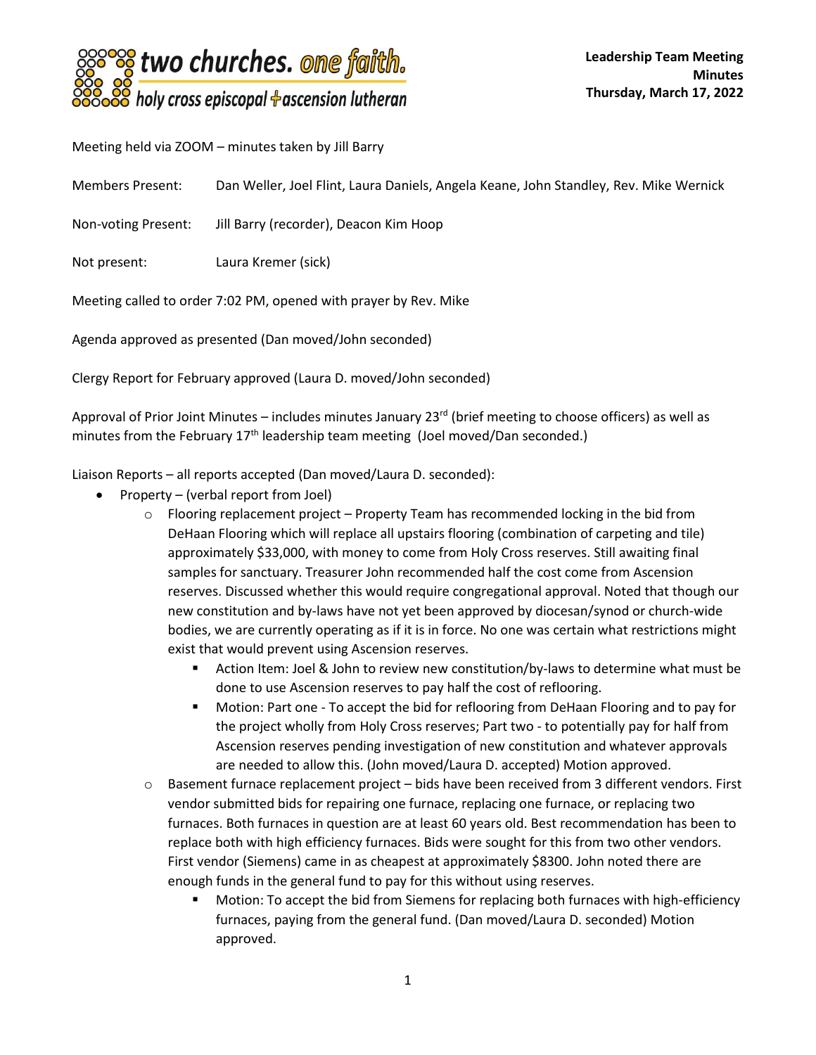**two churches. one faith.**
**holy cross episcopal + ascension lutheran**

**Leadership Team Meeting Minutes**
**Thursday, March 17, 2022**

Meeting held via ZOOM – minutes taken by Jill Barry

Members Present: Dan Weller, Joel Flint, Laura Daniels, Angela Keane, John Standley, Rev. Mike Wernick

Non-voting Present: Jill Barry (recorder), Deacon Kim Hoop

Not present: Laura Kremer (sick)

Meeting called to order 7:02 PM, opened with prayer by Rev. Mike

Agenda approved as presented (Dan moved/John seconded)

Clergy Report for February approved (Laura D. moved/John seconded)

Approval of Prior Joint Minutes – includes minutes January 23rd (brief meeting to choose officers) as well as minutes from the February 17th leadership team meeting (Joel moved/Dan seconded.)

Liaison Reports – all reports accepted (Dan moved/Laura D. seconded):

- Property – (verbal report from Joel)
  - Flooring replacement project – Property Team has recommended locking in the bid from DeHaan Flooring which will replace all upstairs flooring (combination of carpeting and tile) approximately $33,000, with money to come from Holy Cross reserves. Still awaiting final samples for sanctuary. Treasurer John recommended half the cost come from Ascension reserves. Discussed whether this would require congregational approval. Noted that though our new constitution and by-laws have not yet been approved by diocesan/synod or church-wide bodies, we are currently operating as if it is in force. No one was certain what restrictions might exist that would prevent using Ascension reserves.
    - Action Item: Joel & John to review new constitution/by-laws to determine what must be done to use Ascension reserves to pay half the cost of reflooring.
    - Motion: Part one - To accept the bid for reflooring from DeHaan Flooring and to pay for the project wholly from Holy Cross reserves; Part two - to potentially pay for half from Ascension reserves pending investigation of new constitution and whatever approvals are needed to allow this. (John moved/Laura D. accepted) Motion approved.
  - Basement furnace replacement project – bids have been received from 3 different vendors. First vendor submitted bids for repairing one furnace, replacing one furnace, or replacing two furnaces. Both furnaces in question are at least 60 years old. Best recommendation has been to replace both with high efficiency furnaces. Bids were sought for this from two other vendors. First vendor (Siemens) came in as cheapest at approximately $8300. John noted there are enough funds in the general fund to pay for this without using reserves.
    - Motion: To accept the bid from Siemens for replacing both furnaces with high-efficiency furnaces, paying from the general fund. (Dan moved/Laura D. seconded) Motion approved.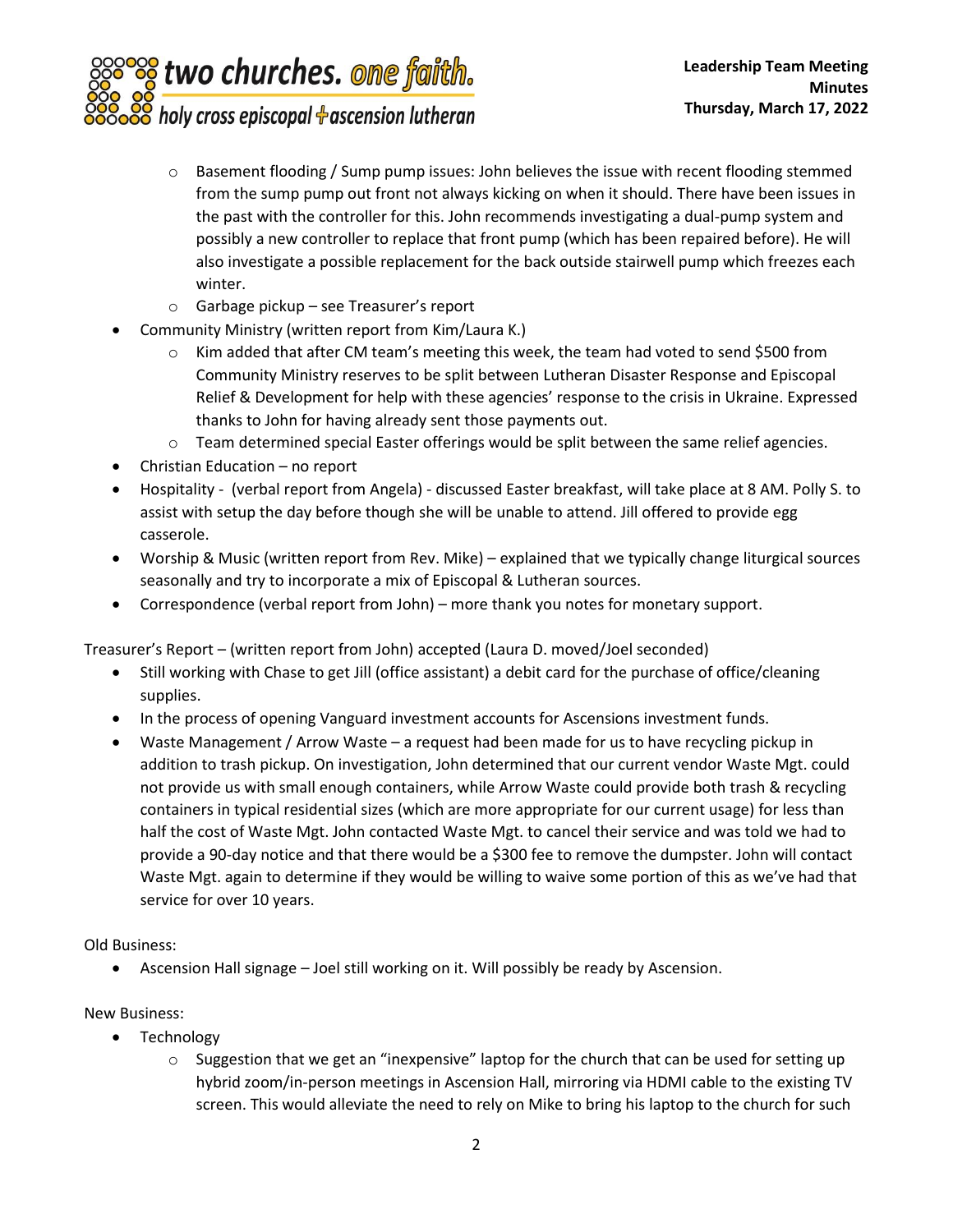- Basement flooding / Sump pump issues: John believes the issue with recent flooding stemmed from the sump pump out front not always kicking on when it should. There have been issues in the past with the controller for this. John recommends investigating a dual-pump system and possibly a new controller to replace that front pump (which has been repaired before). He will also investigate a possible replacement for the back outside stairwell pump which freezes each winter.
- Garbage pickup – see Treasurer's report

- Community Ministry (written report from Kim/Laura K.)
    - Kim added that after CM team's meeting this week, the team had voted to send $500 from Community Ministry reserves to be split between Lutheran Disaster Response and Episcopal Relief & Development for help with these agencies' response to the crisis in Ukraine. Expressed thanks to John for having already sent those payments out.
    - Team determined special Easter offerings would be split between the same relief agencies.
- Christian Education – no report
- Hospitality - (verbal report from Angela) - discussed Easter breakfast, will take place at 8 AM. Polly S. to assist with setup the day before though she will be unable to attend. Jill offered to provide egg casserole.
- Worship & Music (written report from Rev. Mike) – explained that we typically change liturgical sources seasonally and try to incorporate a mix of Episcopal & Lutheran sources.
- Correspondence (verbal report from John) – more thank you notes for monetary support.

Treasurer's Report – (written report from John) accepted (Laura D. moved/Joel seconded)

- Still working with Chase to get Jill (office assistant) a debit card for the purchase of office/cleaning supplies.
- In the process of opening Vanguard investment accounts for Ascensions investment funds.
- Waste Management / Arrow Waste – a request had been made for us to have recycling pickup in addition to trash pickup. On investigation, John determined that our current vendor Waste Mgt. could not provide us with small enough containers, while Arrow Waste could provide both trash & recycling containers in typical residential sizes (which are more appropriate for our current usage) for less than half the cost of Waste Mgt. John contacted Waste Mgt. to cancel their service and was told we had to provide a 90-day notice and that there would be a $300 fee to remove the dumpster. John will contact Waste Mgt. again to determine if they would be willing to waive some portion of this as we've had that service for over 10 years.

Old Business:

- Ascension Hall signage – Joel still working on it. Will possibly be ready by Ascension.

New Business:

- Technology
    - Suggestion that we get an "inexpensive" laptop for the church that can be used for setting up hybrid zoom/in-person meetings in Ascension Hall, mirroring via HDMI cable to the existing TV screen. This would alleviate the need to rely on Mike to bring his laptop to the church for such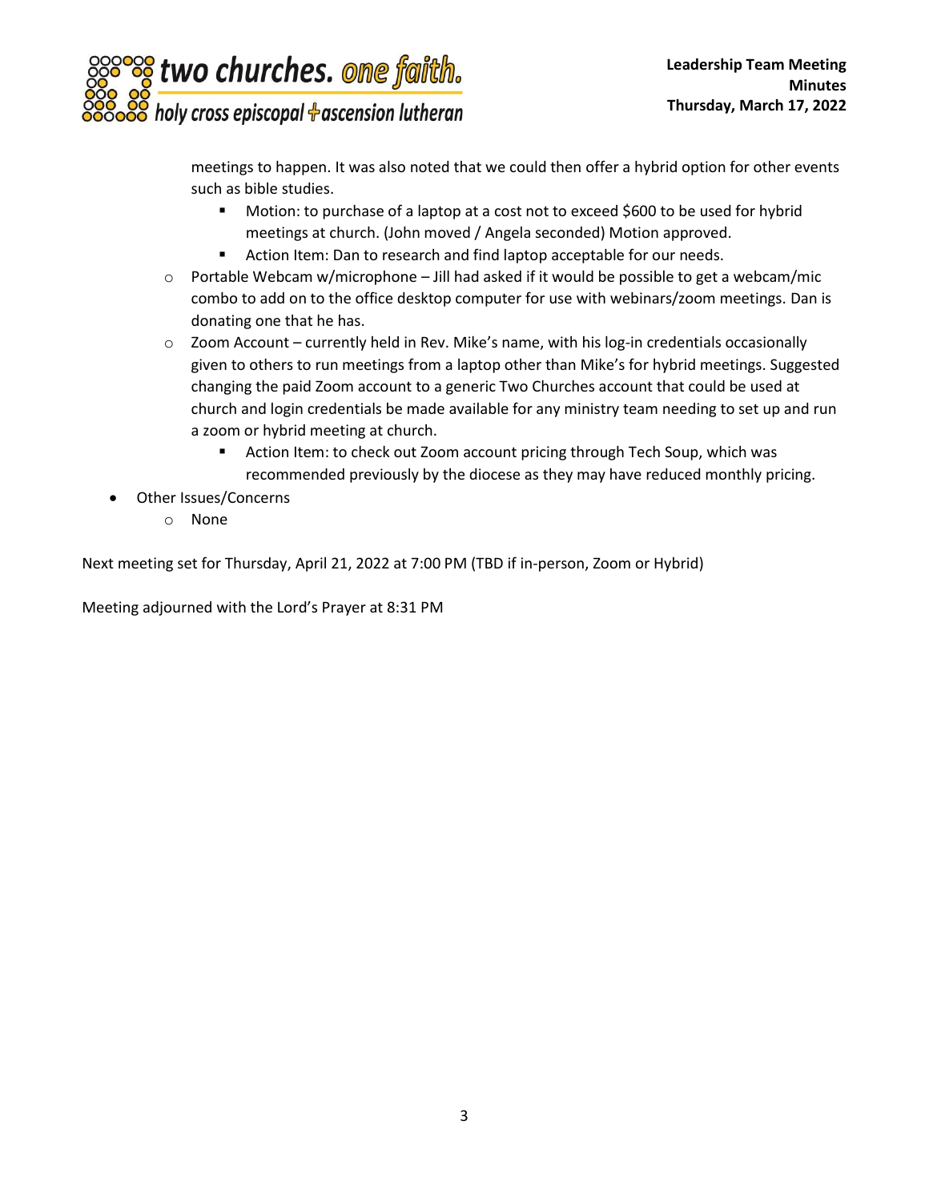meetings to happen. It was also noted that we could then offer a hybrid option for other events such as bible studies.

    - Motion: to purchase of a laptop at a cost not to exceed $600 to be used for hybrid meetings at church. (John moved / Angela seconded) Motion approved.
    - Action Item: Dan to research and find laptop acceptable for our needs.

  - Portable Webcam w/microphone – Jill had asked if it would be possible to get a webcam/mic combo to add on to the office desktop computer for use with webinars/zoom meetings. Dan is donating one that he has.
  - Zoom Account – currently held in Rev. Mike's name, with his log-in credentials occasionally given to others to run meetings from a laptop other than Mike's for hybrid meetings. Suggested changing the paid Zoom account to a generic Two Churches account that could be used at church and login credentials be made available for any ministry team needing to set up and run a zoom or hybrid meeting at church.
    - Action Item: to check out Zoom account pricing through Tech Soup, which was recommended previously by the diocese as they may have reduced monthly pricing.

- Other Issues/Concerns
  - None

Next meeting set for Thursday, April 21, 2022 at 7:00 PM (TBD if in-person, Zoom or Hybrid)

Meeting adjourned with the Lord's Prayer at 8:31 PM